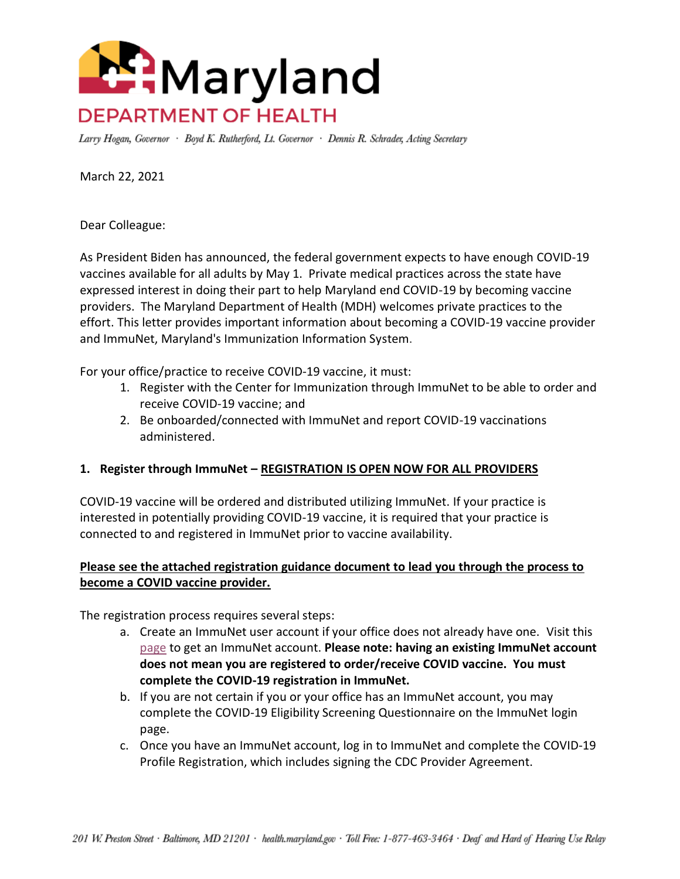# Maryland DEPARTMENT OF HEALTH

*Larry Hogan, Governor · Boyd K. Rutherford, Lt. Governor · Dennis R. Schrader, Acting Secretary*

March 22, 2021

Dear Colleague:

As President Biden has announced, the federal government expects to have enough COVID-19 vaccines available for all adults by May 1. Private medical practices across the state have expressed interest in doing their part to help Maryland end COVID-19 by becoming vaccine providers. The Maryland Department of Health (MDH) welcomes private practices to the effort. This letter provides important information about becoming a COVID-19 vaccine provider and ImmuNet, Maryland's Immunization Information System.

For your office/practice to receive COVID-19 vaccine, it must:

1. Register with the Center for Immunization through ImmuNet to be able to order and receive COVID-19 vaccine; and
2. Be onboarded/connected with ImmuNet and report COVID-19 vaccinations administered.

**1. Register through ImmuNet – REGISTRATION IS OPEN NOW FOR ALL PROVIDERS**

COVID-19 vaccine will be ordered and distributed utilizing ImmuNet. If your practice is interested in potentially providing COVID-19 vaccine, it is required that your practice is connected to and registered in ImmuNet prior to vaccine availability.

**Please see the attached registration guidance document to lead you through the process to become a COVID vaccine provider.**

The registration process requires several steps:

a. Create an ImmuNet user account if your office does not already have one. Visit this page to get an ImmuNet account. **Please note: having an existing ImmuNet account does not mean you are registered to order/receive COVID vaccine. You must complete the COVID-19 registration in ImmuNet.**
b. If you are not certain if you or your office has an ImmuNet account, you may complete the COVID-19 Eligibility Screening Questionnaire on the ImmuNet login page.
c. Once you have an ImmuNet account, log in to ImmuNet and complete the COVID-19 Profile Registration, which includes signing the CDC Provider Agreement.

*201 W. Preston Street · Baltimore, MD 21201 · health.maryland.gov · Toll Free: 1-877-463-3464 · Deaf and Hard of Hearing Use Relay*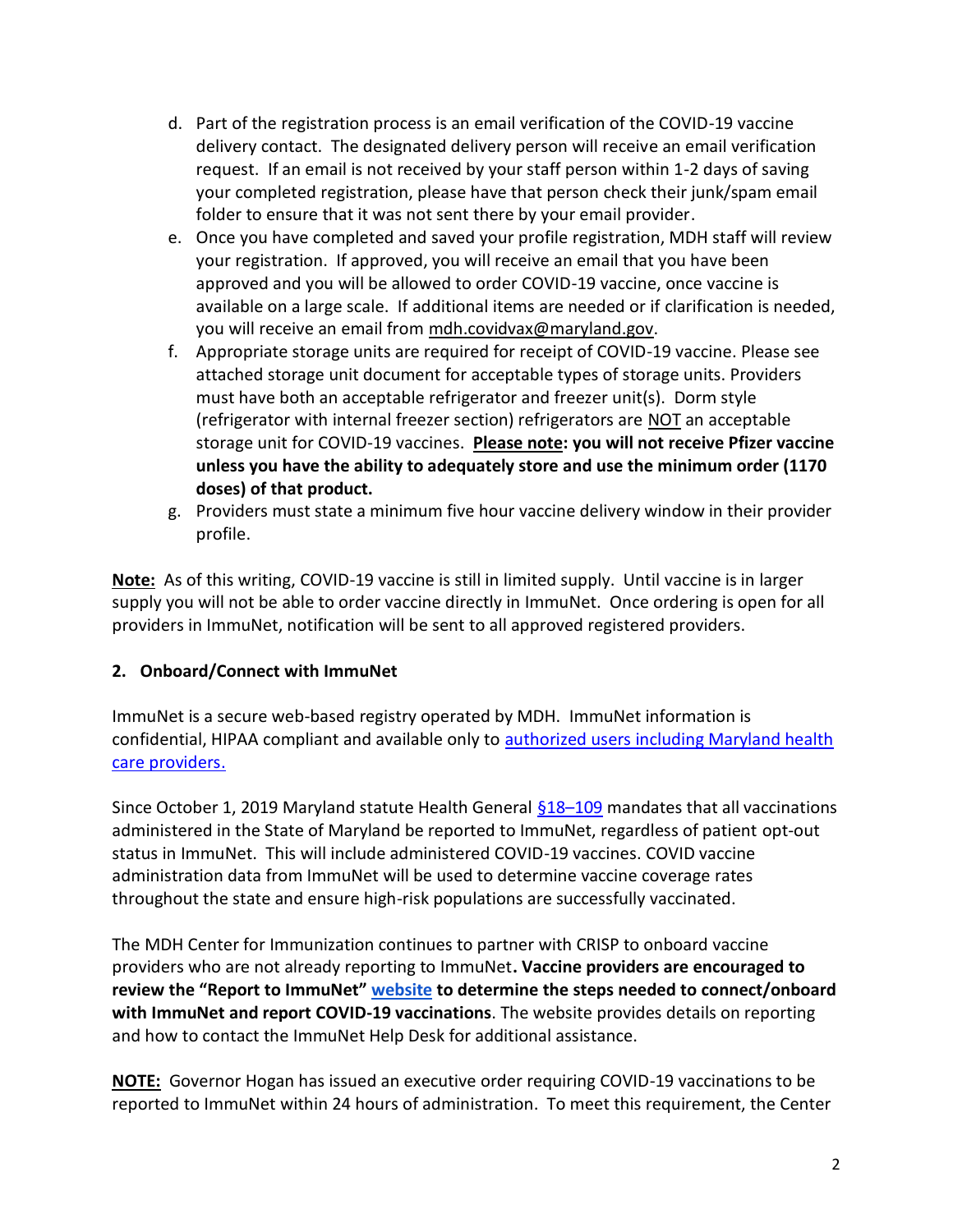d. Part of the registration process is an email verification of the COVID-19 vaccine delivery contact. The designated delivery person will receive an email verification request. If an email is not received by your staff person within 1-2 days of saving your completed registration, please have that person check their junk/spam email folder to ensure that it was not sent there by your email provider.
e. Once you have completed and saved your profile registration, MDH staff will review your registration. If approved, you will receive an email that you have been approved and you will be allowed to order COVID-19 vaccine, once vaccine is available on a large scale. If additional items are needed or if clarification is needed, you will receive an email from mdh.covidvax@maryland.gov.
f. Appropriate storage units are required for receipt of COVID-19 vaccine. Please see attached storage unit document for acceptable types of storage units. Providers must have both an acceptable refrigerator and freezer unit(s). Dorm style (refrigerator with internal freezer section) refrigerators are NOT an acceptable storage unit for COVID-19 vaccines. **Please note: you will not receive Pfizer vaccine unless you have the ability to adequately store and use the minimum order (1170 doses) of that product.**
g. Providers must state a minimum five hour vaccine delivery window in their provider profile.

**Note:** As of this writing, COVID-19 vaccine is still in limited supply. Until vaccine is in larger supply you will not be able to order vaccine directly in ImmuNet. Once ordering is open for all providers in ImmuNet, notification will be sent to all approved registered providers.

## 2. Onboard/Connect with ImmuNet

ImmuNet is a secure web-based registry operated by MDH. ImmuNet information is confidential, HIPAA compliant and available only to authorized users including Maryland health care providers.

Since October 1, 2019 Maryland statute Health General §18–109 mandates that all vaccinations administered in the State of Maryland be reported to ImmuNet, regardless of patient opt-out status in ImmuNet. This will include administered COVID-19 vaccines. COVID vaccine administration data from ImmuNet will be used to determine vaccine coverage rates throughout the state and ensure high-risk populations are successfully vaccinated.

The MDH Center for Immunization continues to partner with CRISP to onboard vaccine providers who are not already reporting to ImmuNet**. Vaccine providers are encouraged to review the "Report to ImmuNet" website to determine the steps needed to connect/onboard with ImmuNet and report COVID-19 vaccinations**. The website provides details on reporting and how to contact the ImmuNet Help Desk for additional assistance.

**NOTE:** Governor Hogan has issued an executive order requiring COVID-19 vaccinations to be reported to ImmuNet within 24 hours of administration. To meet this requirement, the Center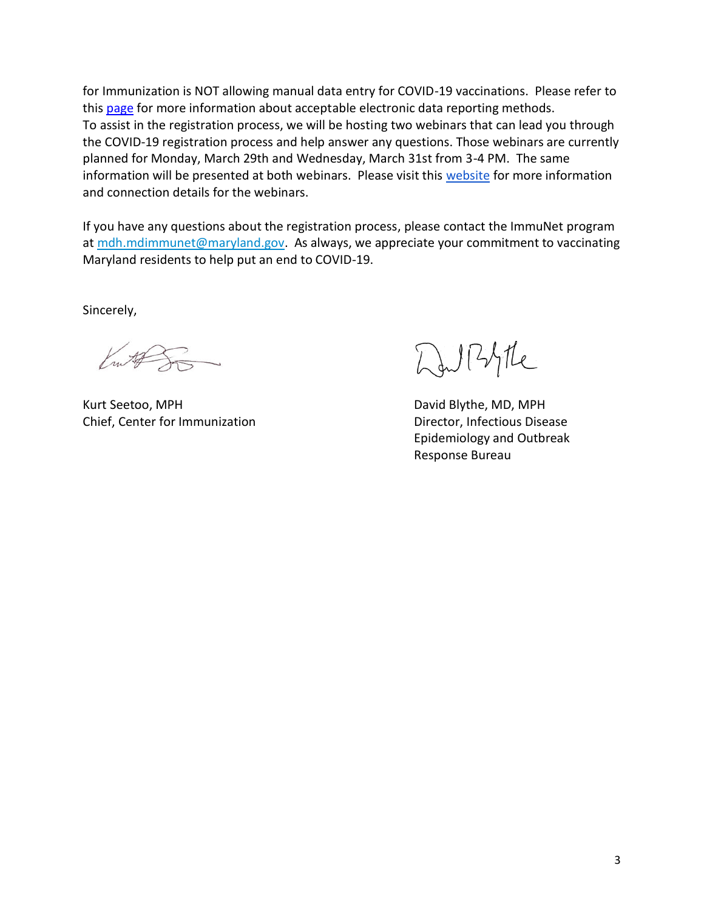for Immunization is NOT allowing manual data entry for COVID-19 vaccinations. Please refer to this page for more information about acceptable electronic data reporting methods. To assist in the registration process, we will be hosting two webinars that can lead you through the COVID-19 registration process and help answer any questions. Those webinars are currently planned for Monday, March 29th and Wednesday, March 31st from 3-4 PM. The same information will be presented at both webinars. Please visit this website for more information and connection details for the webinars.

If you have any questions about the registration process, please contact the ImmuNet program at mdh.mdimmunet@maryland.gov. As always, we appreciate your commitment to vaccinating Maryland residents to help put an end to COVID-19.

Sincerely,

Kurt Seetoo, MPH
Chief, Center for Immunization

David Blythe, MD, MPH
Director, Infectious Disease Epidemiology and Outbreak Response Bureau